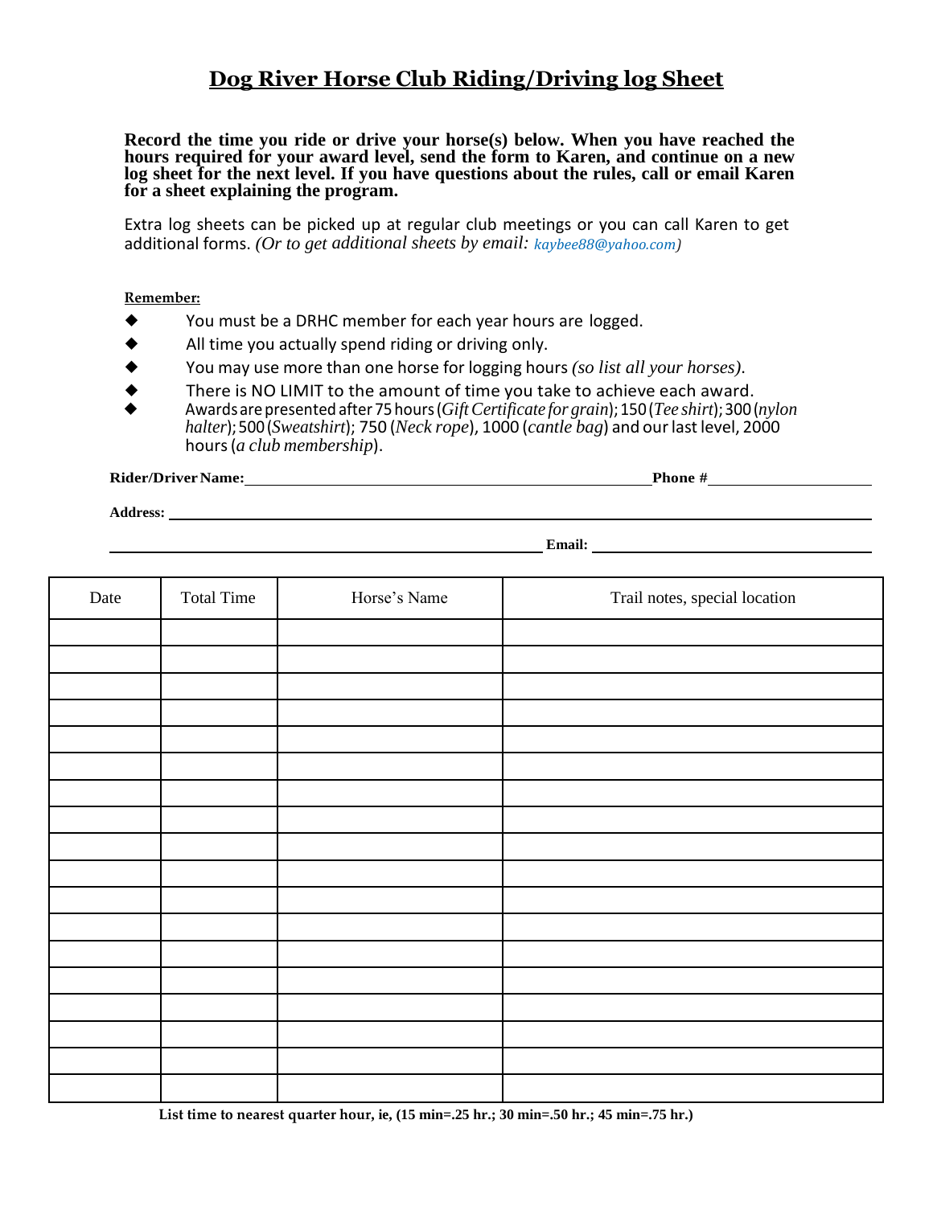# Dog River Horse Club Riding/Driving log Sheet

**Record the time you ride or drive your horse(s) below. When you have reached the hours required for your award level, send the form to Karen, and continue on a new log sheet for the next level. If you have questions about the rules, call or email Karen for a sheet explaining the program.**

Extra log sheets can be picked up at regular club meetings or you can call Karen to get additional forms. *(Or to get additional sheets by email: kaybee88@yahoo.com)*

**Remember:**

- You must be a DRHC member for each year hours are logged.
- All time you actually spend riding or driving only.
- You may use more than one horse for logging hours *(so list all your horses).*
- There is NO LIMIT to the amount of time you take to achieve each award.
- Awards are presented after 75 hours (*Gift Certificate for grain*); 150 (*Tee shirt*); 300 (*nylon halter*); 500 (*Sweatshirt*); 750 (*Neck rope*), 1000 (*cantle bag*) and our last level, 2000 hours (*a club membership*).

**Rider/Driver Name:** \_\_\_\_\_\_\_\_\_\_\_\_\_\_\_\_\_\_\_\_\_\_\_\_\_\_\_\_\_\_\_\_ **Phone #** \_\_\_\_\_\_\_\_\_\_\_\_\_\_\_\_

**Address:** \_\_\_\_\_\_\_\_\_\_\_\_\_\_\_\_\_\_\_\_\_\_\_\_\_\_\_\_\_\_\_\_\_\_\_\_\_\_\_\_\_\_\_\_\_\_\_\_\_\_

\_\_\_\_\_\_\_\_\_\_\_\_\_\_\_\_\_\_\_\_\_\_\_\_\_\_\_\_\_\_\_\_ **Email:** \_\_\_\_\_\_\_\_\_\_\_\_\_\_\_\_\_\_\_\_\_\_\_\_

| Date | Total Time | Horse's Name | Trail notes, special location |
|---|---|---|---|
| | | | |
| | | | |
| | | | |
| | | | |
| | | | |
| | | | |
| | | | |
| | | | |
| | | | |
| | | | |
| | | | |
| | | | |
| | | | |
| | | | |
| | | | |
| | | | |
| | | | |
| | | | |

**List time to nearest quarter hour, ie, (15 min=.25 hr.; 30 min=.50 hr.; 45 min=.75 hr.)**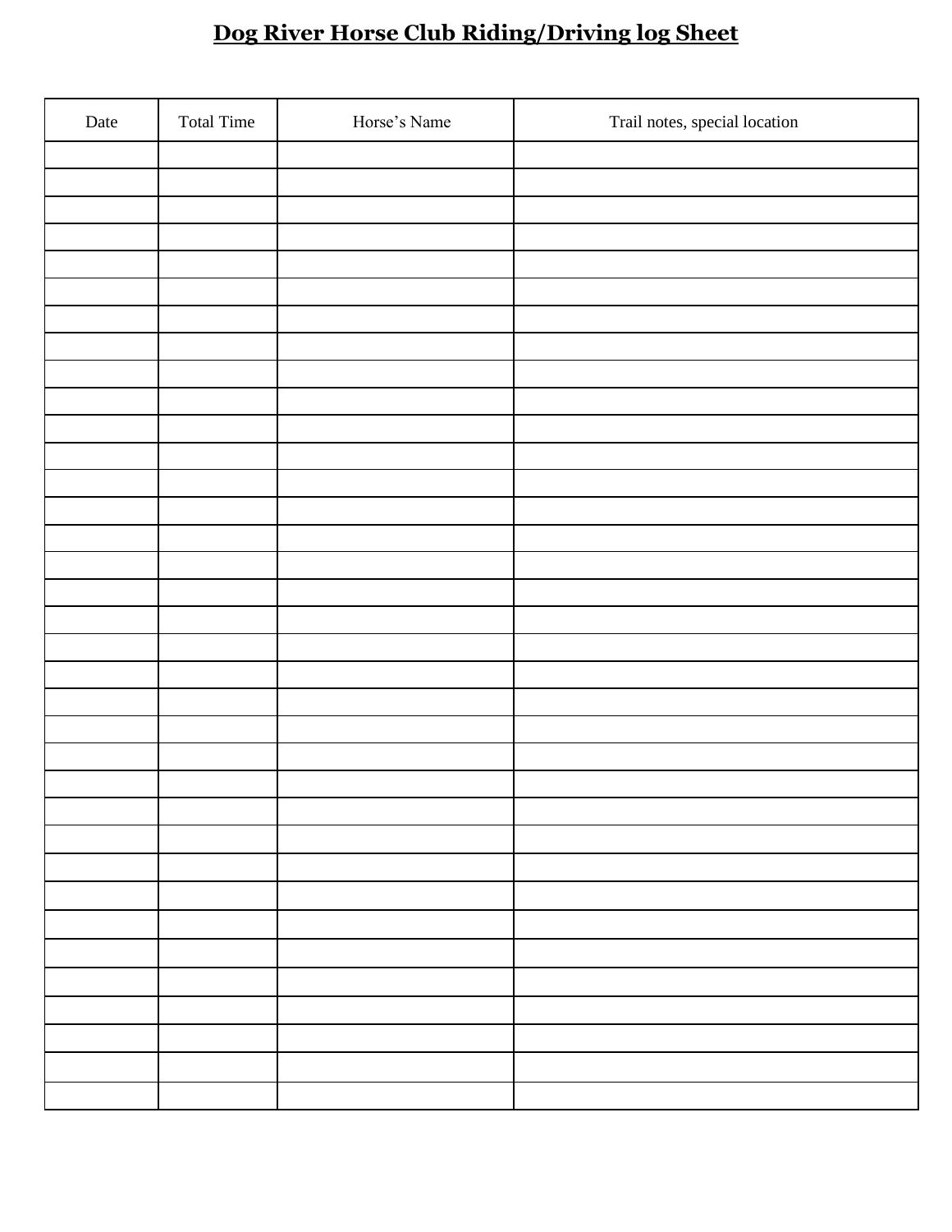# **Dog River Horse Club Riding/Driving log Sheet**

| Date | Total Time | Horse's Name | Trail notes, special location |
|---|---|---|---|
| | | | |
| | | | |
| | | | |
| | | | |
| | | | |
| | | | |
| | | | |
| | | | |
| | | | |
| | | | |
| | | | |
| | | | |
| | | | |
| | | | |
| | | | |
| | | | |
| | | | |
| | | | |
| | | | |
| | | | |
| | | | |
| | | | |
| | | | |
| | | | |
| | | | |
| | | | |
| | | | |
| | | | |
| | | | |
| | | | |
| | | | |
| | | | |
| | | | |
| | | | |
| | | | |